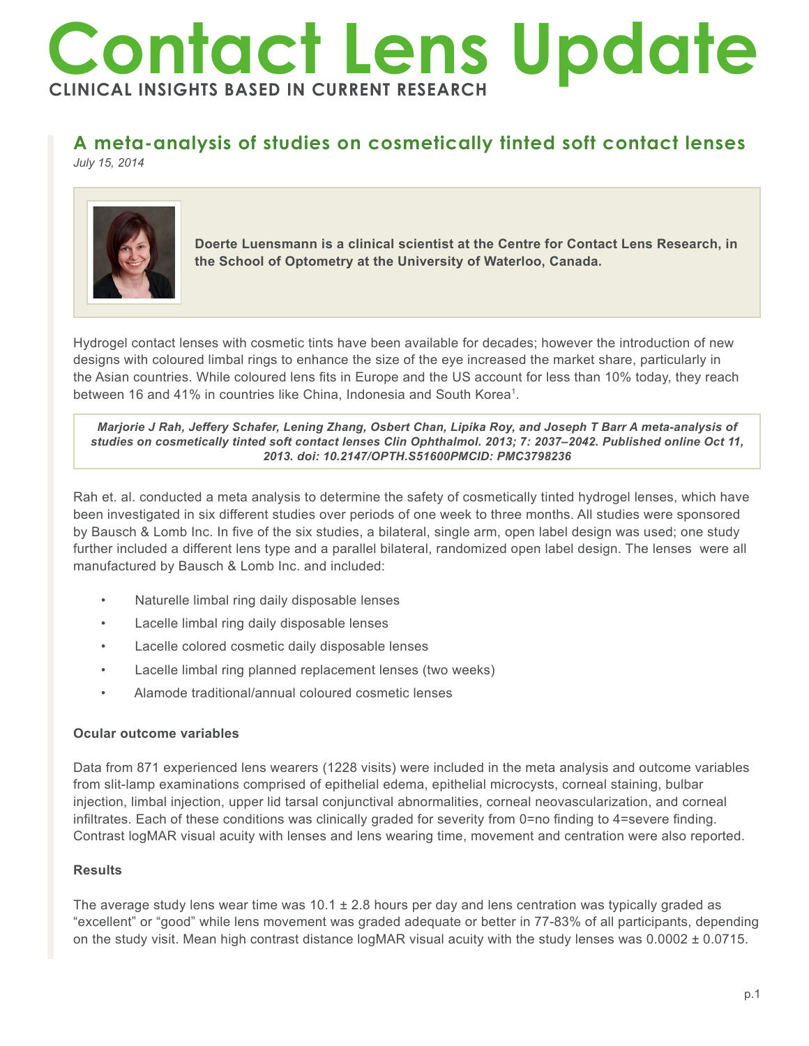# Contact Lens Update

**CLINICAL INSIGHTS BASED IN CURRENT RESEARCH**

## A meta-analysis of studies on cosmetically tinted soft contact lenses

*July 15, 2014*

**Doerte Luensmann is a clinical scientist at the Centre for Contact Lens Research, in the School of Optometry at the University of Waterloo, Canada.**

Hydrogel contact lenses with cosmetic tints have been available for decades; however the introduction of new designs with coloured limbal rings to enhance the size of the eye increased the market share, particularly in the Asian countries. While coloured lens fits in Europe and the US account for less than 10% today, they reach between 16 and 41% in countries like China, Indonesia and South Korea[1].

***Marjorie J Rah, Jeffery Schafer, Lening Zhang, Osbert Chan, Lipika Roy, and Joseph T Barr A meta-analysis of studies on cosmetically tinted soft contact lenses Clin Ophthalmol. 2013; 7: 2037–2042. Published online Oct 11, 2013. doi: 10.2147/OPTH.S51600PMCID: PMC3798236***

Rah et. al. conducted a meta analysis to determine the safety of cosmetically tinted hydrogel lenses, which have been investigated in six different studies over periods of one week to three months. All studies were sponsored by Bausch & Lomb Inc. In five of the six studies, a bilateral, single arm, open label design was used; one study further included a different lens type and a parallel bilateral, randomized open label design. The lenses were all manufactured by Bausch & Lomb Inc. and included:

- Naturelle limbal ring daily disposable lenses
- Lacelle limbal ring daily disposable lenses
- Lacelle colored cosmetic daily disposable lenses
- Lacelle limbal ring planned replacement lenses (two weeks)
- Alamode traditional/annual coloured cosmetic lenses

### Ocular outcome variables

Data from 871 experienced lens wearers (1228 visits) were included in the meta analysis and outcome variables from slit-lamp examinations comprised of epithelial edema, epithelial microcysts, corneal staining, bulbar injection, limbal injection, upper lid tarsal conjunctival abnormalities, corneal neovascularization, and corneal infiltrates. Each of these conditions was clinically graded for severity from 0=no finding to 4=severe finding. Contrast logMAR visual acuity with lenses and lens wearing time, movement and centration were also reported.

### Results

The average study lens wear time was 10.1 ± 2.8 hours per day and lens centration was typically graded as "excellent" or "good" while lens movement was graded adequate or better in 77-83% of all participants, depending on the study visit. Mean high contrast distance logMAR visual acuity with the study lenses was 0.0002 ± 0.0715.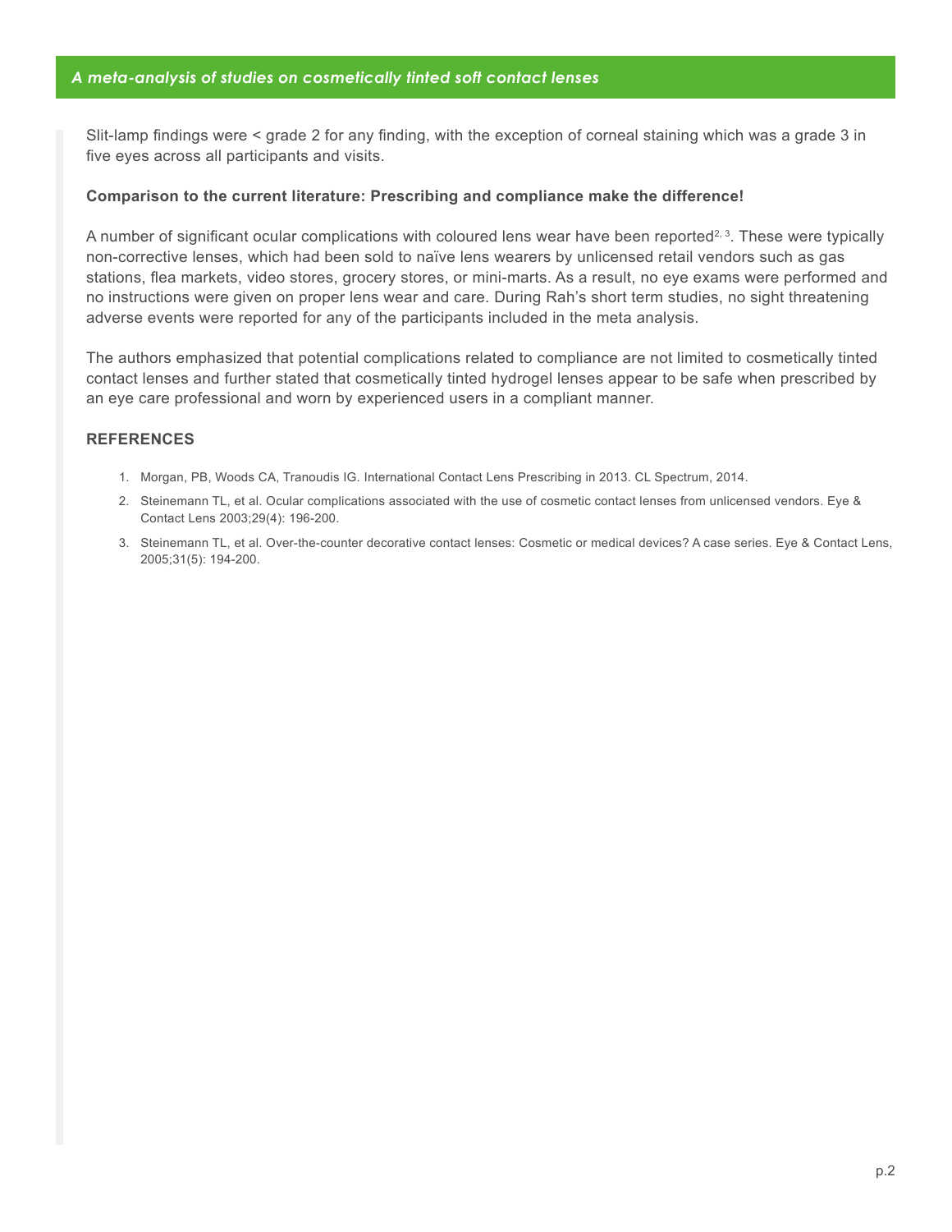Slit-lamp findings were < grade 2 for any finding, with the exception of corneal staining which was a grade 3 in five eyes across all participants and visits.

**Comparison to the current literature: Prescribing and compliance make the difference!**

A number of significant ocular complications with coloured lens wear have been reported[2, 3]. These were typically non-corrective lenses, which had been sold to naïve lens wearers by unlicensed retail vendors such as gas stations, flea markets, video stores, grocery stores, or mini-marts. As a result, no eye exams were performed and no instructions were given on proper lens wear and care. During Rah's short term studies, no sight threatening adverse events were reported for any of the participants included in the meta analysis.

The authors emphasized that potential complications related to compliance are not limited to cosmetically tinted contact lenses and further stated that cosmetically tinted hydrogel lenses appear to be safe when prescribed by an eye care professional and worn by experienced users in a compliant manner.

## REFERENCES

1. Morgan, PB, Woods CA, Tranoudis IG. International Contact Lens Prescribing in 2013. CL Spectrum, 2014.
2. Steinemann TL, et al. Ocular complications associated with the use of cosmetic contact lenses from unlicensed vendors. Eye & Contact Lens 2003;29(4): 196-200.
3. Steinemann TL, et al. Over-the-counter decorative contact lenses: Cosmetic or medical devices? A case series. Eye & Contact Lens, 2005;31(5): 194-200.